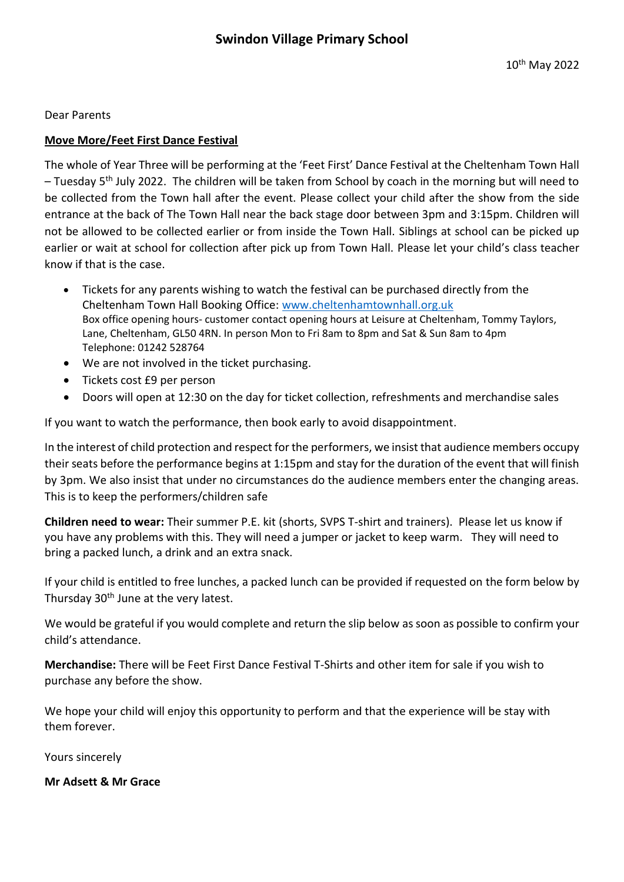# Swindon Village Primary School

10th May 2022

Dear Parents

**Move More/Feet First Dance Festival**

The whole of Year Three will be performing at the 'Feet First' Dance Festival at the Cheltenham Town Hall – Tuesday 5th July 2022. The children will be taken from School by coach in the morning but will need to be collected from the Town hall after the event. Please collect your child after the show from the side entrance at the back of The Town Hall near the back stage door between 3pm and 3:15pm. Children will not be allowed to be collected earlier or from inside the Town Hall. Siblings at school can be picked up earlier or wait at school for collection after pick up from Town Hall. Please let your child's class teacher know if that is the case.

- Tickets for any parents wishing to watch the festival can be purchased directly from the Cheltenham Town Hall Booking Office: www.cheltenhamtownhall.org.uk
  Box office opening hours- customer contact opening hours at Leisure at Cheltenham, Tommy Taylors, Lane, Cheltenham, GL50 4RN. In person Mon to Fri 8am to 8pm and Sat & Sun 8am to 4pm
  Telephone: 01242 528764
- We are not involved in the ticket purchasing.
- Tickets cost £9 per person
- Doors will open at 12:30 on the day for ticket collection, refreshments and merchandise sales

If you want to watch the performance, then book early to avoid disappointment.

In the interest of child protection and respect for the performers, we insist that audience members occupy their seats before the performance begins at 1:15pm and stay for the duration of the event that will finish by 3pm. We also insist that under no circumstances do the audience members enter the changing areas. This is to keep the performers/children safe

**Children need to wear:** Their summer P.E. kit (shorts, SVPS T-shirt and trainers). Please let us know if you have any problems with this. They will need a jumper or jacket to keep warm. They will need to bring a packed lunch, a drink and an extra snack.

If your child is entitled to free lunches, a packed lunch can be provided if requested on the form below by Thursday 30th June at the very latest.

We would be grateful if you would complete and return the slip below as soon as possible to confirm your child's attendance.

**Merchandise:** There will be Feet First Dance Festival T-Shirts and other item for sale if you wish to purchase any before the show.

We hope your child will enjoy this opportunity to perform and that the experience will be stay with them forever.

Yours sincerely

**Mr Adsett & Mr Grace**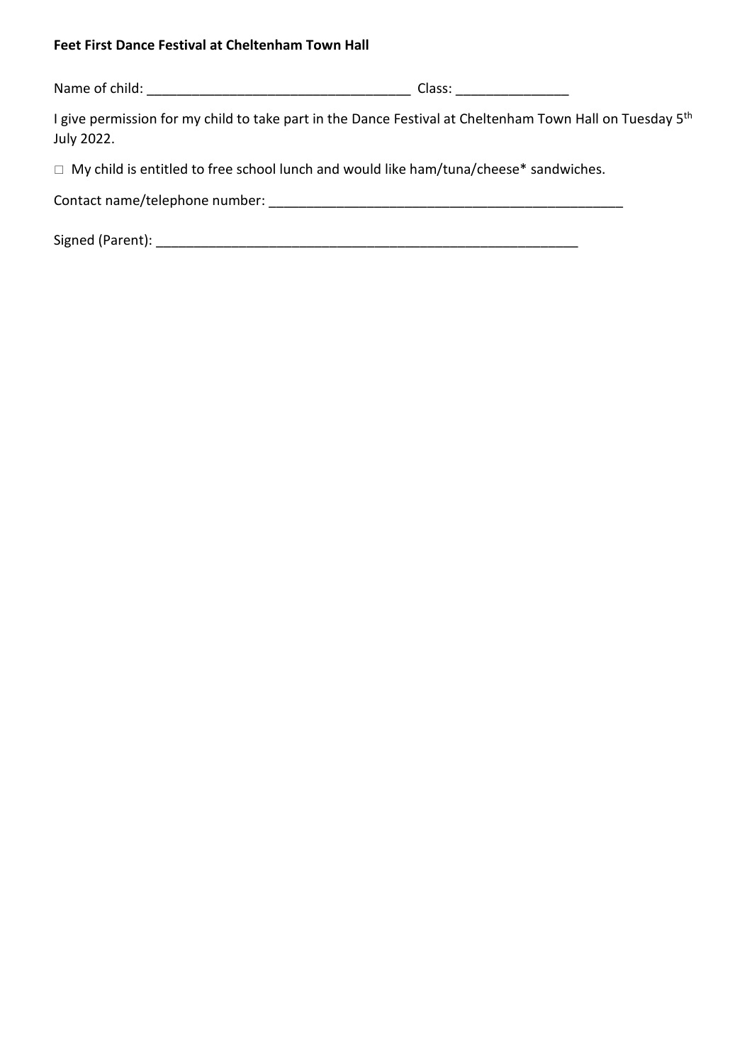**Feet First Dance Festival at Cheltenham Town Hall**

Name of child: ___________________________________ Class: _______________

I give permission for my child to take part in the Dance Festival at Cheltenham Town Hall on Tuesday 5th July 2022.

☐ My child is entitled to free school lunch and would like ham/tuna/cheese* sandwiches.

Contact name/telephone number: _______________________________________________

Signed (Parent): _________________________________________________________